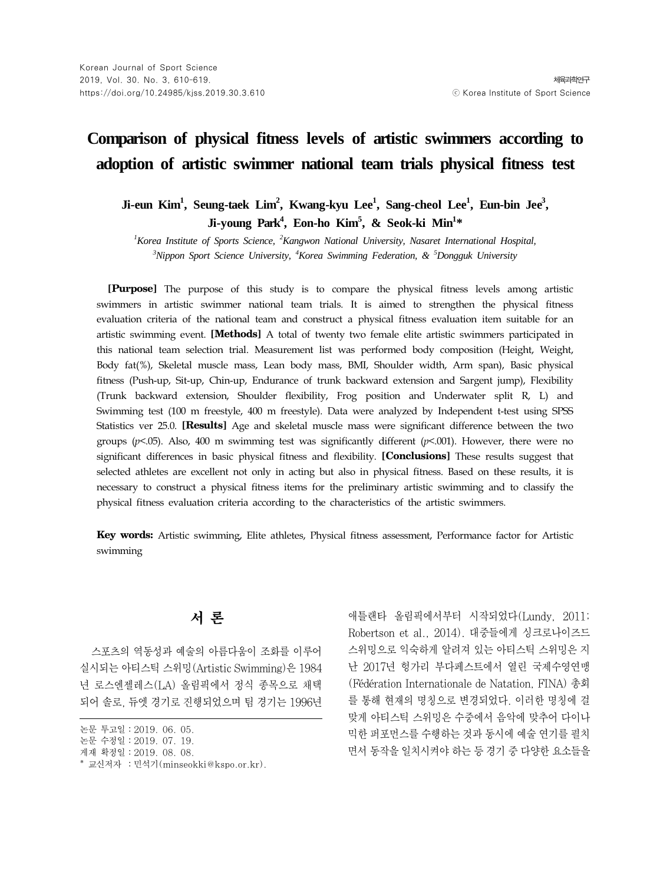# Comparison of physical fitness levels of artistic swimmers according to adoption of artistic swimmer national team trials physical fitness test

**Ji-eun Kim[1], Seung-taek Lim[2], Kwang-kyu Lee[1], Sang-cheol Lee[1], Eun-bin Jee[3], Ji-young Park[4], Eon-ho Kim[5], & Seok-ki Min[1]***

*[1]Korea Institute of Sports Science, [2]Kangwon National University, Nasaret International Hospital, [3]Nippon Sport Science University, [4]Korea Swimming Federation, & [5]Dongguk University*

**[Purpose]** The purpose of this study is to compare the physical fitness levels among artistic swimmers in artistic swimmer national team trials. It is aimed to strengthen the physical fitness evaluation criteria of the national team and construct a physical fitness evaluation item suitable for an artistic swimming event. **[Methods]** A total of twenty two female elite artistic swimmers participated in this national team selection trial. Measurement list was performed body composition (Height, Weight, Body fat(%), Skeletal muscle mass, Lean body mass, BMI, Shoulder width, Arm span), Basic physical fitness (Push-up, Sit-up, Chin-up, Endurance of trunk backward extension and Sargent jump), Flexibility (Trunk backward extension, Shoulder flexibility, Frog position and Underwater split R, L) and Swimming test (100 m freestyle, 400 m freestyle). Data were analyzed by Independent t-test using SPSS Statistics ver 25.0. **[Results]** Age and skeletal muscle mass were significant difference between the two groups ($p$<.05). Also, 400 m swimming test was significantly different ($p$<.001). However, there were no significant differences in basic physical fitness and flexibility. **[Conclusions]** These results suggest that selected athletes are excellent not only in acting but also in physical fitness. Based on these results, it is necessary to construct a physical fitness items for the preliminary artistic swimming and to classify the physical fitness evaluation criteria according to the characteristics of the artistic swimmers.

**Key words:** Artistic swimming, Elite athletes, Physical fitness assessment, Performance factor for Artistic swimming

## 서 론

스포츠의 역동성과 예술의 아름다움이 조화를 이루어 실시되는 아티스틱 스위밍(Artistic Swimming)은 1984년 로스엔젤레스(LA) 올림픽에서 정식 종목으로 채택되어 솔로, 듀엣 경기로 진행되었으며 팀 경기는 1996년 애틀랜타 올림픽에서부터 시작되었다(Lundy, 2011; Robertson et al., 2014). 대중들에게 싱크로나이즈드 스위밍으로 익숙하게 알려져 있는 아티스틱 스위밍은 지난 2017년 헝가리 부다페스트에서 열린 국제수영연맹(Fédération Internationale de Natation, FINA) 총회를 통해 현재의 명칭으로 변경되었다. 이러한 명칭에 걸맞게 아티스틱 스위밍은 수중에서 음악에 맞추어 다이나믹한 퍼포먼스를 수행하는 것과 동시에 예술 연기를 펼치면서 동작을 일치시켜야 하는 등 경기 중 다양한 요소들을

논문 투고일 : 2019. 06. 05.
논문 수정일 : 2019. 07. 19.
게재 확정일 : 2019. 08. 08.
* 교신저자 : 민석기(minseokki@kspo.or.kr).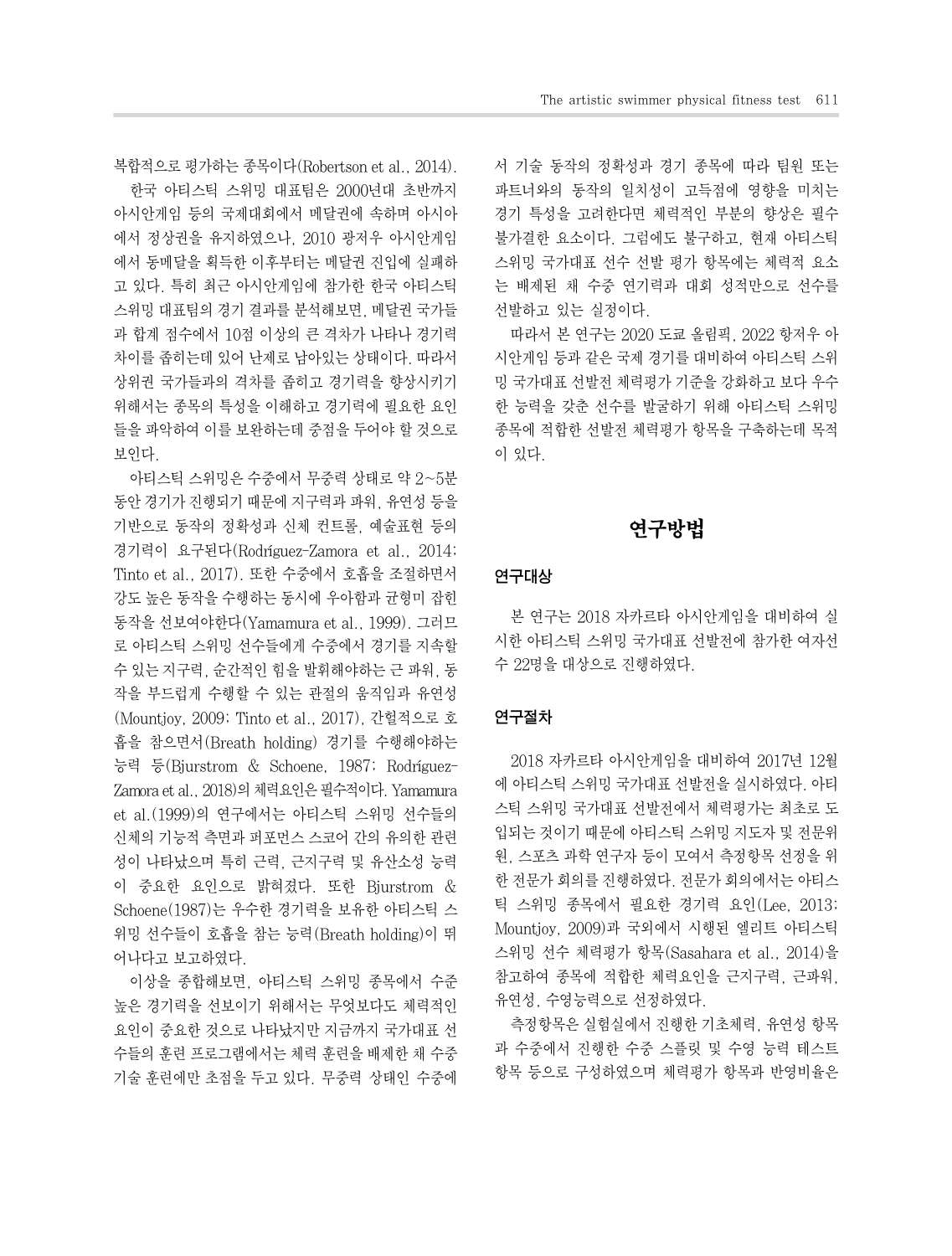복합적으로 평가하는 종목이다(Robertson et al., 2014).

한국 아티스틱 스위밍 대표팀은 2000년대 초반까지 아시안게임 등의 국제대회에서 메달권에 속하며 아시아에서 정상권을 유지하였으나, 2010 광저우 아시안게임에서 동메달을 획득한 이후부터는 메달권 진입에 실패하고 있다. 특히 최근 아시안게임에 참가한 한국 아티스틱 스위밍 대표팀의 경기 결과를 분석해보면, 메달권 국가들과 합계 점수에서 10점 이상의 큰 격차가 나타나 경기력 차이를 좁히는데 있어 난제로 남아있는 상태이다. 따라서 상위권 국가들과의 격차를 좁히고 경기력을 향상시키기 위해서는 종목의 특성을 이해하고 경기력에 필요한 요인들을 파악하여 이를 보완하는데 중점을 두어야 할 것으로 보인다.

아티스틱 스위밍은 수중에서 무중력 상태로 약 2~5분 동안 경기가 진행되기 때문에 지구력과 파워, 유연성 등을 기반으로 동작의 정확성과 신체 컨트롤, 예술표현 등의 경기력이 요구된다(Rodríguez-Zamora et al., 2014; Tinto et al., 2017). 또한 수중에서 호흡을 조절하면서 강도 높은 동작을 수행하는 동시에 우아함과 균형미 잡힌 동작을 선보여야한다(Yamamura et al., 1999). 그러므로 아티스틱 스위밍 선수들에게 수중에서 경기를 지속할 수 있는 지구력, 순간적인 힘을 발휘해야하는 근 파워, 동작을 부드럽게 수행할 수 있는 관절의 움직임과 유연성(Mountjoy, 2009; Tinto et al., 2017), 간헐적으로 호흡을 참으면서(Breath holding) 경기를 수행해야하는 능력 등(Bjurstrom & Schoene, 1987; Rodríguez-Zamora et al., 2018)의 체력요인은 필수적이다. Yamamura et al.(1999)의 연구에서는 아티스틱 스위밍 선수들의 신체의 기능적 측면과 퍼포먼스 스코어 간의 유의한 관련성이 나타났으며 특히 근력, 근지구력 및 유산소성 능력이 중요한 요인으로 밝혀졌다. 또한 Bjurstrom & Schoene(1987)는 우수한 경기력을 보유한 아티스틱 스위밍 선수들이 호흡을 참는 능력(Breath holding)이 뛰어나다고 보고하였다.

이상을 종합해보면, 아티스틱 스위밍 종목에서 수준 높은 경기력을 선보이기 위해서는 무엇보다도 체력적인 요인이 중요한 것으로 나타났지만 지금까지 국가대표 선수들의 훈련 프로그램에서는 체력 훈련을 배제한 채 수중 기술 훈련에만 초점을 두고 있다. 무중력 상태인 수중에서 기술 동작의 정확성과 경기 종목에 따라 팀원 또는 파트너와의 동작의 일치성이 고득점에 영향을 미치는 경기 특성을 고려한다면 체력적인 부분의 향상은 필수불가결한 요소이다. 그럼에도 불구하고, 현재 아티스틱 스위밍 국가대표 선수 선발 평가 항목에는 체력적 요소는 배제된 채 수중 연기력과 대회 성적만으로 선수를 선발하고 있는 실정이다.

따라서 본 연구는 2020 도쿄 올림픽, 2022 항저우 아시안게임 등과 같은 국제 경기를 대비하여 아티스틱 스위밍 국가대표 선발전 체력평가 기준을 강화하고 보다 우수한 능력을 갖춘 선수를 발굴하기 위해 아티스틱 스위밍 종목에 적합한 선발전 체력평가 항목을 구축하는데 목적이 있다.

## 연구방법

### 연구대상

본 연구는 2018 자카르타 아시안게임을 대비하여 실시한 아티스틱 스위밍 국가대표 선발전에 참가한 여자선수 22명을 대상으로 진행하였다.

### 연구절차

2018 자카르타 아시안게임을 대비하여 2017년 12월에 아티스틱 스위밍 국가대표 선발전을 실시하였다. 아티스틱 스위밍 국가대표 선발전에서 체력평가는 최초로 도입되는 것이기 때문에 아티스틱 스위밍 지도자 및 전문위원, 스포츠 과학 연구자 등이 모여서 측정항목 선정을 위한 전문가 회의를 진행하였다. 전문가 회의에서는 아티스틱 스위밍 종목에서 필요한 경기력 요인(Lee, 2013; Mountjoy, 2009)과 국외에서 시행된 엘리트 아티스틱 스위밍 선수 체력평가 항목(Sasahara et al., 2014)을 참고하여 종목에 적합한 체력요인을 근지구력, 근파워, 유연성, 수영능력으로 선정하였다.

측정항목은 실험실에서 진행한 기초체력, 유연성 항목과 수중에서 진행한 수중 스플릿 및 수영 능력 테스트 항목 등으로 구성하였으며 체력평가 항목과 반영비율은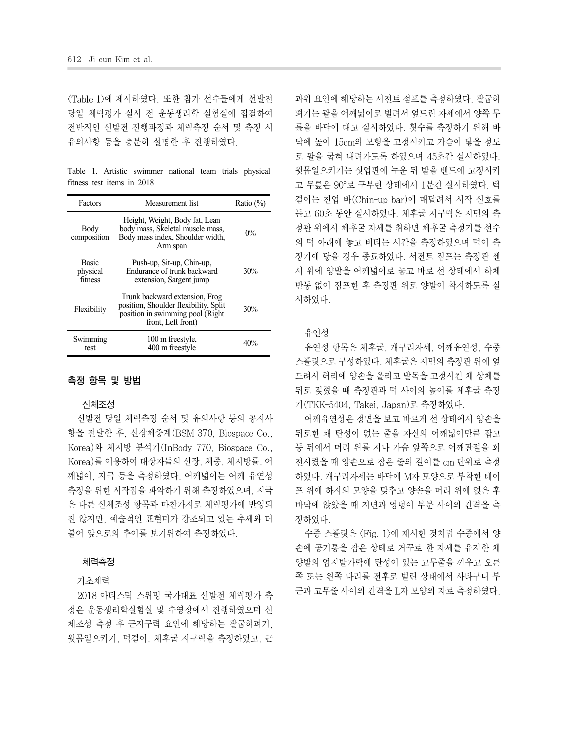〈Table 1〉에 제시하였다. 또한 참가 선수들에게 선발전 당일 체력평가 실시 전 운동생리학 실험실에 집결하여 전반적인 선발전 진행과정과 체력측정 순서 및 측정 시 유의사항 등을 충분히 설명한 후 진행하였다.

Table 1. Artistic swimmer national team trials physical fitness test items in 2018

| Factors | Measurement list | Ratio (%) |
|---|---|---|
| Body composition | Height, Weight, Body fat, Lean body mass, Skeletal muscle mass, Body mass index, Shoulder width, Arm span | 0% |
| Basic physical fitness | Push-up, Sit-up, Chin-up, Endurance of trunk backward extension, Sargent jump | 30% |
| Flexibility | Trunk backward extension, Frog position, Shoulder flexibility, Split position in swimming pool (Right front, Left front) | 30% |
| Swimming test | 100 m freestyle, 400 m freestyle | 40% |

## 측정 항목 및 방법

### 신체조성

선발전 당일 체력측정 순서 및 유의사항 등의 공지사항을 전달한 후, 신장체중계(BSM 370, Biospace Co., Korea)와 체지방 분석기(InBody 770, Biospace Co., Korea)를 이용하여 대상자들의 신장, 체중, 체지방률, 어깨넓이, 지극 등을 측정하였다. 어깨넓이는 어깨 유연성 측정을 위한 시작점을 파악하기 위해 측정하였으며, 지극은 다른 신체조성 항목과 마찬가지로 체력평가에 반영되진 않지만, 예술적인 표현미가 강조되고 있는 추세와 더불어 앞으로의 추이를 보기위하여 측정하였다.

### 체력측정

#### 기초체력

2018 아티스틱 스위밍 국가대표 선발전 체력평가 측정은 운동생리학실험실 및 수영장에서 진행하였으며 신체조성 측정 후 근지구력 요인에 해당하는 팔굽혀펴기, 윗몸일으키기, 턱걸이, 체후굴 지구력을 측정하였고, 근파워 요인에 해당하는 서전트 점프를 측정하였다. 팔굽혀펴기는 팔을 어깨넓이로 벌려서 엎드린 자세에서 양쪽 무릎을 바닥에 대고 실시하였다. 횟수를 측정하기 위해 바닥에 높이 15cm의 모형을 고정시키고 가슴이 닿을 정도로 팔을 굽혀 내려가도록 하였으며 45초간 실시하였다. 윗몸일으키기는 싯업판에 누운 뒤 발을 밴드에 고정시키고 무릎은 90°로 구부린 상태에서 1분간 실시하였다. 턱걸이는 친업 바(Chin-up bar)에 매달려서 시작 신호를 듣고 60초 동안 실시하였다. 체후굴 지구력은 지면의 측정판 위에서 체후굴 자세를 취하면 체후굴 측정기를 선수의 턱 아래에 놓고 버티는 시간을 측정하였으며 턱이 측정기에 닿을 경우 종료하였다. 서전트 점프는 측정판 센서 위에 양발을 어깨넓이로 놓고 바로 선 상태에서 하체 반동 없이 점프한 후 측정판 위로 양발이 착지하도록 실시하였다.

#### 유연성

유연성 항목은 체후굴, 개구리자세, 어깨유연성, 수중 스플릿으로 구성하였다. 체후굴은 지면의 측정판 위에 엎드려서 허리에 양손을 올리고 발목을 고정시킨 채 상체를 뒤로 젖혔을 때 측정판과 턱 사이의 높이를 체후굴 측정기(TKK-5404, Takei, Japan)로 측정하였다.

어깨유연성은 정면을 보고 바르게 선 상태에서 양손을 뒤로한 채 탄성이 없는 줄을 자신의 어깨넓이만큼 잡고 등 뒤에서 머리 위를 지나 가슴 앞쪽으로 어깨관절을 회전시켰을 때 양손으로 잡은 줄의 길이를 cm 단위로 측정하였다. 개구리자세는 바닥에 M자 모양으로 부착한 테이프 위에 하지의 모양을 맞추고 양손을 머리 위에 얹은 후 바닥에 앉았을 때 지면과 엉덩이 부분 사이의 간격을 측정하였다.

수중 스플릿은 〈Fig. 1〉에 제시한 것처럼 수중에서 양손에 공기통을 잡은 상태로 거꾸로 한 자세를 유지한 채 양발의 엄지발가락에 탄성이 있는 고무줄을 끼우고 오른쪽 또는 왼쪽 다리를 전후로 벌린 상태에서 사타구니 부근과 고무줄 사이의 간격을 L자 모양의 자로 측정하였다.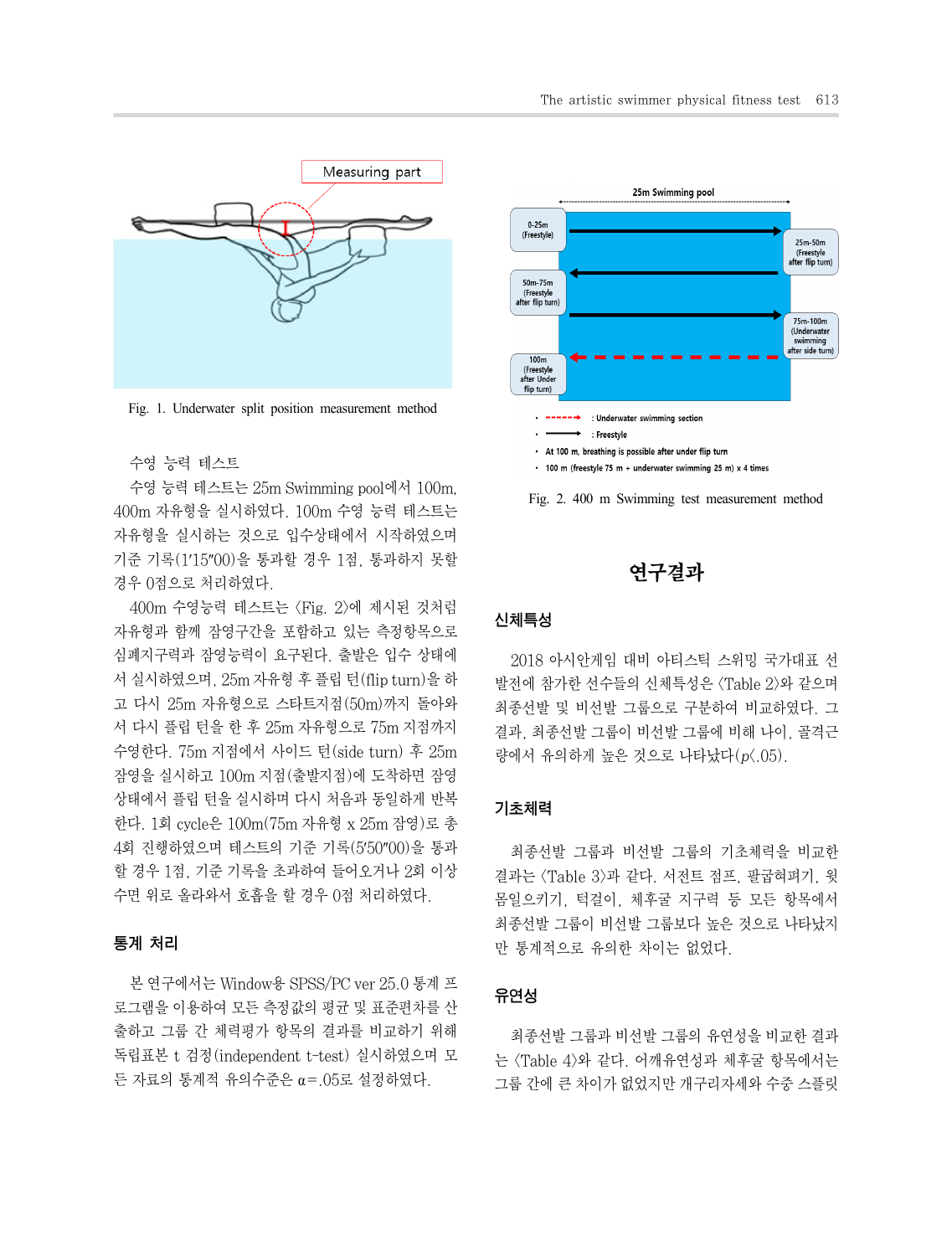Fig. 1. Underwater split position measurement method

수영 능력 테스트

수영 능력 테스트는 25m Swimming pool에서 100m, 400m 자유형을 실시하였다. 100m 수영 능력 테스트는 자유형을 실시하는 것으로 입수상태에서 시작하였으며 기준 기록(1′15″00)을 통과할 경우 1점, 통과하지 못할 경우 0점으로 처리하였다.

400m 수영능력 테스트는 〈Fig. 2〉에 제시된 것처럼 자유형과 함께 잠영구간을 포함하고 있는 측정항목으로 심폐지구력과 잠영능력이 요구된다. 출발은 입수 상태에서 실시하였으며, 25m 자유형 후 플립 턴(flip turn)을 하고 다시 25m 자유형으로 스타트지점(50m)까지 돌아와서 다시 플립 턴을 한 후 25m 자유형으로 75m 지점까지 수영한다. 75m 지점에서 사이드 턴(side turn) 후 25m 잠영을 실시하고 100m 지점(출발지점)에 도착하면 잠영 상태에서 플립 턴을 실시하며 다시 처음과 동일하게 반복한다. 1회 cycle은 100m(75m 자유형 x 25m 잠영)로 총 4회 진행하였으며 테스트의 기준 기록(5′50″00)을 통과할 경우 1점, 기준 기록을 초과하여 들어오거나 2회 이상 수면 위로 올라와서 호흡을 할 경우 0점 처리하였다.

### 통계 처리

본 연구에서는 Window용 SPSS/PC ver 25.0 통계 프로그램을 이용하여 모든 측정값의 평균 및 표준편차를 산출하고 그룹 간 체력평가 항목의 결과를 비교하기 위해 독립표본 t 검정(independent t-test) 실시하였으며 모든 자료의 통계적 유의수준은 α=.05로 설정하였다.

Fig. 2. 400 m Swimming test measurement method

## 연구결과

### 신체특성

2018 아시안게임 대비 아티스틱 스위밍 국가대표 선발전에 참가한 선수들의 신체특성은 〈Table 2〉와 같으며 최종선발 및 비선발 그룹으로 구분하여 비교하였다. 그 결과, 최종선발 그룹이 비선발 그룹에 비해 나이, 골격근량에서 유의하게 높은 것으로 나타났다($p$<.05).

### 기초체력

최종선발 그룹과 비선발 그룹의 기초체력을 비교한 결과는 〈Table 3〉과 같다. 서전트 점프, 팔굽혀펴기, 윗몸일으키기, 턱걸이, 체후굴 지구력 등 모든 항목에서 최종선발 그룹이 비선발 그룹보다 높은 것으로 나타났지만 통계적으로 유의한 차이는 없었다.

### 유연성

최종선발 그룹과 비선발 그룹의 유연성을 비교한 결과는 〈Table 4〉와 같다. 어깨유연성과 체후굴 항목에서는 그룹 간에 큰 차이가 없었지만 개구리자세와 수중 스플릿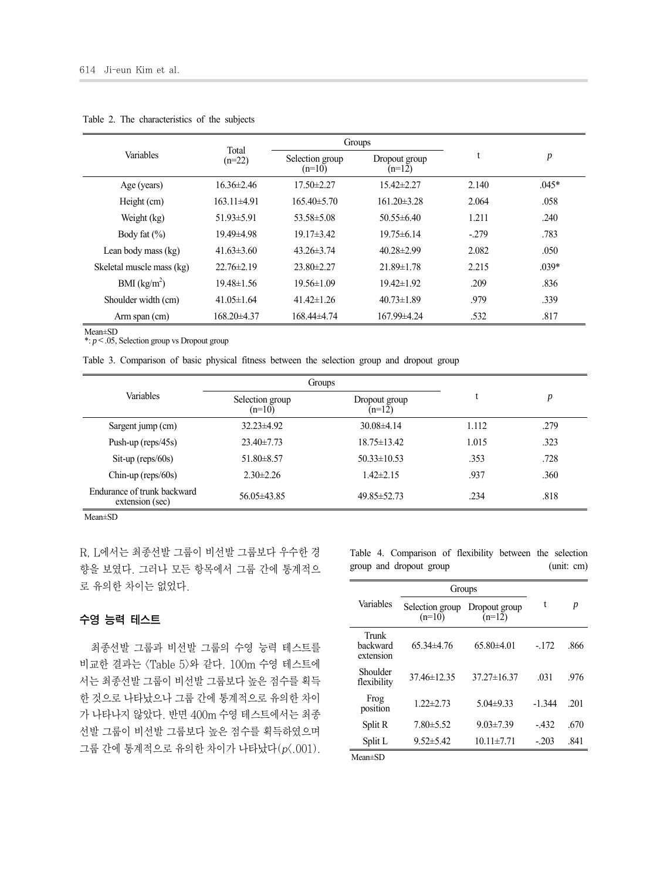Table 2. The characteristics of the subjects

| Variables | Total (n=22) | Groups | | t | *p* |
|---|---|---|---|---|---|
| | | Selection group (n=10) | Dropout group (n=12) | | |
| Age (years) | 16.36±2.46 | 17.50±2.27 | 15.42±2.27 | 2.140 | .045* |
| Height (cm) | 163.11±4.91 | 165.40±5.70 | 161.20±3.28 | 2.064 | .058 |
| Weight (kg) | 51.93±5.91 | 53.58±5.08 | 50.55±6.40 | 1.211 | .240 |
| Body fat (%) | 19.49±4.98 | 19.17±3.42 | 19.75±6.14 | -.279 | .783 |
| Lean body mass (kg) | 41.63±3.60 | 43.26±3.74 | 40.28±2.99 | 2.082 | .050 |
| Skeletal muscle mass (kg) | 22.76±2.19 | 23.80±2.27 | 21.89±1.78 | 2.215 | .039* |
| BMI ($kg/m^2$) | 19.48±1.56 | 19.56±1.09 | 19.42±1.92 | .209 | .836 |
| Shoulder width (cm) | 41.05±1.64 | 41.42±1.26 | 40.73±1.89 | .979 | .339 |
| Arm span (cm) | 168.20±4.37 | 168.44±4.74 | 167.99±4.24 | .532 | .817 |

Mean±SD
*: $p < .05$, Selection group vs Dropout group

Table 3. Comparison of basic physical fitness between the selection group and dropout group

| Variables | Groups | | t | *p* |
|---|---|---|---|---|
| | Selection group (n=10) | Dropout group (n=12) | | |
| Sargent jump (cm) | 32.23±4.92 | 30.08±4.14 | 1.112 | .279 |
| Push-up (reps/45s) | 23.40±7.73 | 18.75±13.42 | 1.015 | .323 |
| Sit-up (reps/60s) | 51.80±8.57 | 50.33±10.53 | .353 | .728 |
| Chin-up (reps/60s) | 2.30±2.26 | 1.42±2.15 | .937 | .360 |
| Endurance of trunk backward extension (sec) | 56.05±43.85 | 49.85±52.73 | .234 | .818 |

Mean±SD

R, L에서는 최종선발 그룹이 비선발 그룹보다 우수한 경향을 보였다. 그러나 모든 항목에서 그룹 간에 통계적으로 유의한 차이는 없었다.

## 수영 능력 테스트

최종선발 그룹과 비선발 그룹의 수영 능력 테스트를 비교한 결과는 <Table 5>와 같다. 100m 수영 테스트에서는 최종선발 그룹이 비선발 그룹보다 높은 점수를 획득한 것으로 나타났으나 그룹 간에 통계적으로 유의한 차이가 나타나지 않았다. 반면 400m 수영 테스트에서는 최종선발 그룹이 비선발 그룹보다 높은 점수를 획득하였으며 그룹 간에 통계적으로 유의한 차이가 나타났다($p<.001$).

Table 4. Comparison of flexibility between the selection group and dropout group (unit: cm)

| Variables | Groups | | t | *p* |
|---|---|---|---|---|
| | Selection group (n=10) | Dropout group (n=12) | | |
| Trunk backward extension | 65.34±4.76 | 65.80±4.01 | -.172 | .866 |
| Shoulder flexibility | 37.46±12.35 | 37.27±16.37 | .031 | .976 |
| Frog position | 1.22±2.73 | 5.04±9.33 | -1.344 | .201 |
| Split R | 7.80±5.52 | 9.03±7.39 | -.432 | .670 |
| Split L | 9.52±5.42 | 10.11±7.71 | -.203 | .841 |

Mean±SD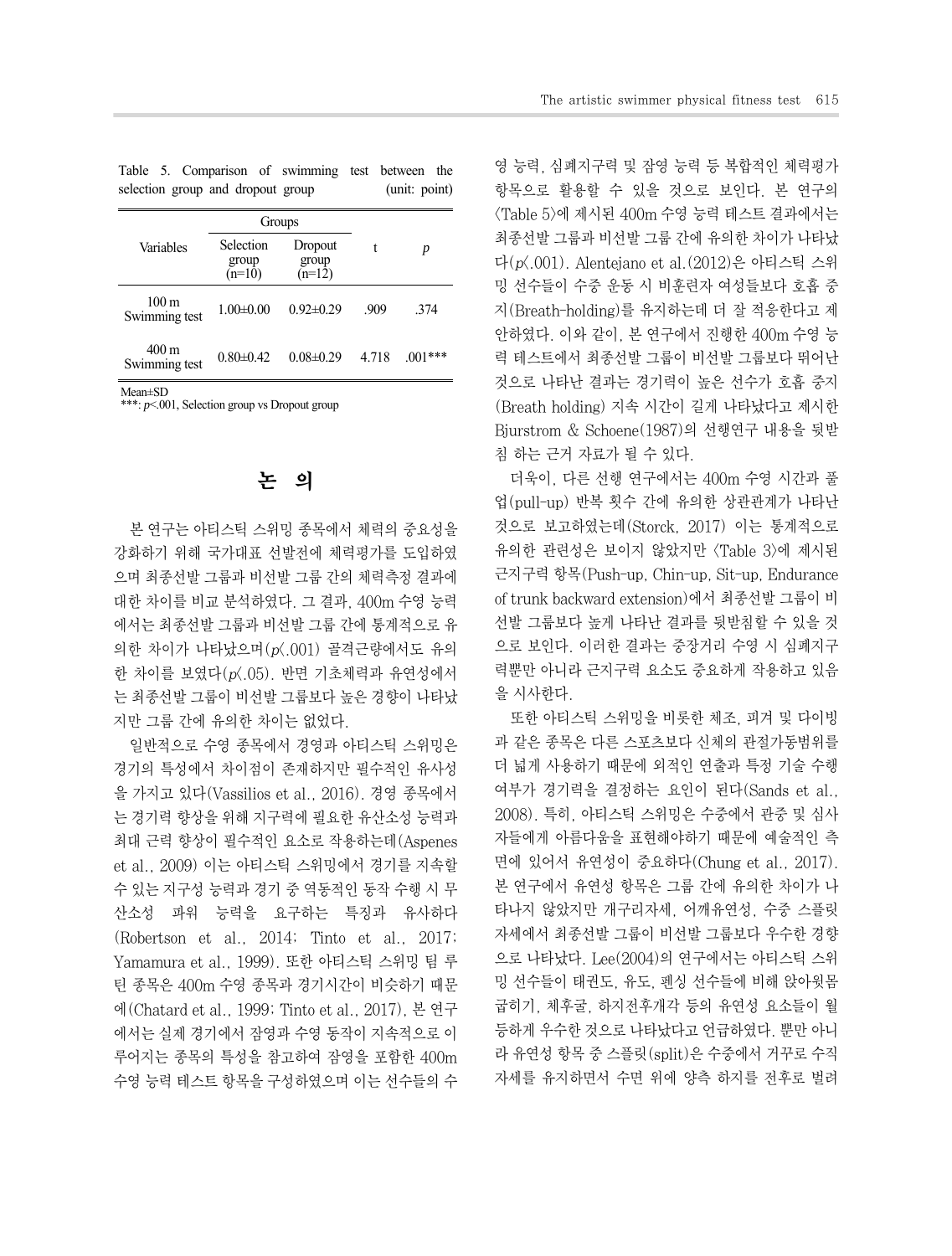Table 5. Comparison of swimming test between the selection group and dropout group (unit: point)

| Variables | Groups | | t | *p* |
|---|---|---|---|---|
| | Selection group (n=10) | Dropout group (n=12) | | |
| 100 m Swimming test | 1.00±0.00 | 0.92±0.29 | .909 | .374 |
| 400 m Swimming test | 0.80±0.42 | 0.08±0.29 | 4.718 | .001*** |

Mean±SD
***: $p$<.001, Selection group vs Dropout group

## 논 의

본 연구는 아티스틱 스위밍 종목에서 체력의 중요성을 강화하기 위해 국가대표 선발전에 체력평가를 도입하였으며 최종선발 그룹과 비선발 그룹 간의 체력측정 결과에 대한 차이를 비교 분석하였다. 그 결과, 400m 수영 능력에서는 최종선발 그룹과 비선발 그룹 간에 통계적으로 유의한 차이가 나타났으며($p$<.001) 골격근량에서도 유의한 차이를 보였다($p$<.05). 반면 기초체력과 유연성에서는 최종선발 그룹이 비선발 그룹보다 높은 경향이 나타났지만 그룹 간에 유의한 차이는 없었다.

일반적으로 수영 종목에서 경영과 아티스틱 스위밍은 경기의 특성에서 차이점이 존재하지만 필수적인 유사성을 가지고 있다(Vassilios et al., 2016). 경영 종목에서는 경기력 향상을 위해 지구력에 필요한 유산소성 능력과 최대 근력 향상이 필수적인 요소로 작용하는데(Aspenes et al., 2009) 이는 아티스틱 스위밍에서 경기를 지속할 수 있는 지구성 능력과 경기 중 역동적인 동작 수행 시 무산소성 파워 능력을 요구하는 특징과 유사하다(Robertson et al., 2014; Tinto et al., 2017; Yamamura et al., 1999). 또한 아티스틱 스위밍 팀 루틴 종목은 400m 수영 종목과 경기시간이 비슷하기 때문에(Chatard et al., 1999; Tinto et al., 2017), 본 연구에서는 실제 경기에서 잠영과 수영 동작이 지속적으로 이루어지는 종목의 특성을 참고하여 잠영을 포함한 400m 수영 능력 테스트 항목을 구성하였으며 이는 선수들의 수영 능력, 심폐지구력 및 잠영 능력 등 복합적인 체력평가 항목으로 활용할 수 있을 것으로 보인다. 본 연구의 <Table 5>에 제시된 400m 수영 능력 테스트 결과에서는 최종선발 그룹과 비선발 그룹 간에 유의한 차이가 나타났다($p$<.001). Alentejano et al.(2012)은 아티스틱 스위밍 선수들이 수중 운동 시 비훈련자 여성들보다 호흡 중지(Breath-holding)를 유지하는데 더 잘 적응한다고 제안하였다. 이와 같이, 본 연구에서 진행한 400m 수영 능력 테스트에서 최종선발 그룹이 비선발 그룹보다 뛰어난 것으로 나타난 결과는 경기력이 높은 선수가 호흡 중지(Breath holding) 지속 시간이 길게 나타났다고 제시한 Bjurstrom & Schoene(1987)의 선행연구 내용을 뒷받침 하는 근거 자료가 될 수 있다.

더욱이, 다른 선행 연구에서는 400m 수영 시간과 풀업(pull-up) 반복 횟수 간에 유의한 상관관계가 나타난 것으로 보고하였는데(Storck, 2017) 이는 통계적으로 유의한 관련성은 보이지 않았지만 <Table 3>에 제시된 근지구력 항목(Push-up, Chin-up, Sit-up, Endurance of trunk backward extension)에서 최종선발 그룹이 비선발 그룹보다 높게 나타난 결과를 뒷받침할 수 있을 것으로 보인다. 이러한 결과는 중장거리 수영 시 심폐지구력뿐만 아니라 근지구력 요소도 중요하게 작용하고 있음을 시사한다.

또한 아티스틱 스위밍을 비롯한 체조, 피겨 및 다이빙과 같은 종목은 다른 스포츠보다 신체의 관절가동범위를 더 넓게 사용하기 때문에 외적인 연출과 특정 기술 수행 여부가 경기력을 결정하는 요인이 된다(Sands et al., 2008). 특히, 아티스틱 스위밍은 수중에서 관중 및 심사자들에게 아름다움을 표현해야하기 때문에 예술적인 측면에 있어서 유연성이 중요하다(Chung et al., 2017). 본 연구에서 유연성 항목은 그룹 간에 유의한 차이가 나타나지 않았지만 개구리자세, 어깨유연성, 수중 스플릿 자세에서 최종선발 그룹이 비선발 그룹보다 우수한 경향으로 나타났다. Lee(2004)의 연구에서는 아티스틱 스위밍 선수들이 태권도, 유도, 펜싱 선수들에 비해 앉아윗몸굽히기, 체후굴, 하지전후개각 등의 유연성 요소들이 월등하게 우수한 것으로 나타났다고 언급하였다. 뿐만 아니라 유연성 항목 중 스플릿(split)은 수중에서 거꾸로 수직자세를 유지하면서 수면 위에 양측 하지를 전후로 벌려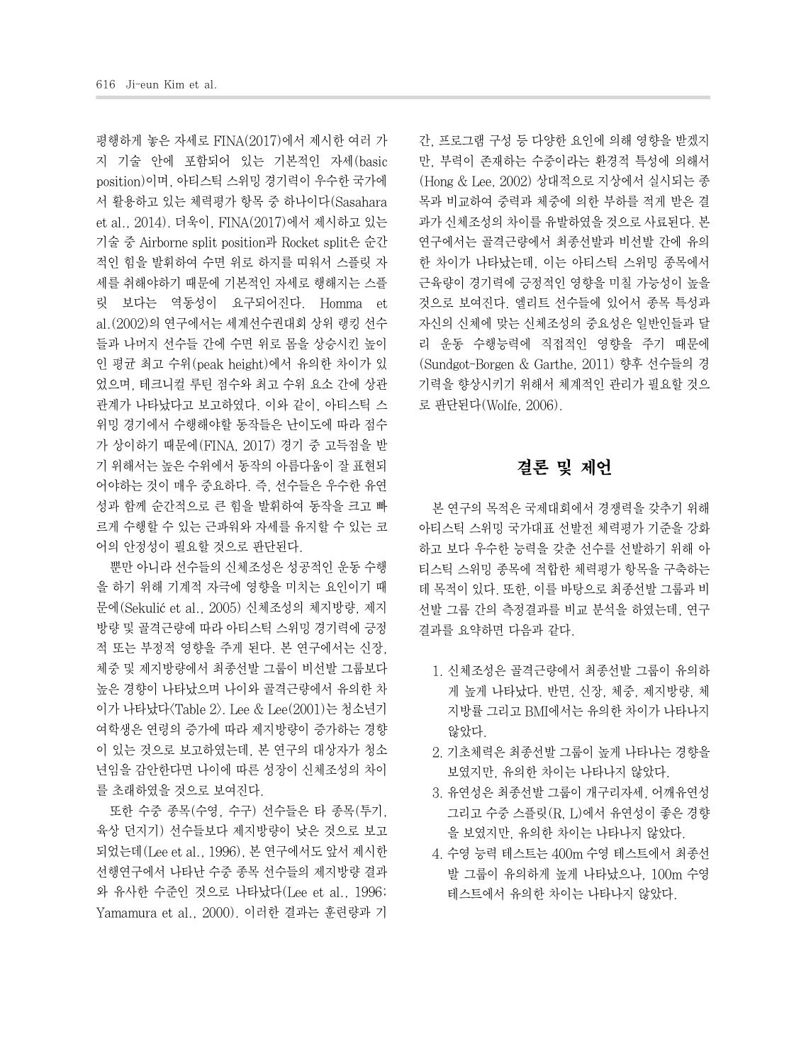평행하게 놓은 자세로 FINA(2017)에서 제시한 여러 가지 기술 안에 포함되어 있는 기본적인 자세(basic position)이며, 아티스틱 스위밍 경기력이 우수한 국가에서 활용하고 있는 체력평가 항목 중 하나이다(Sasahara et al., 2014). 더욱이, FINA(2017)에서 제시하고 있는 기술 중 Airborne split position과 Rocket split은 순간적인 힘을 발휘하여 수면 위로 하지를 띄워서 스플릿 자세를 취해야하기 때문에 기본적인 자세로 행해지는 스플릿 보다는 역동성이 요구되어진다. Homma et al.(2002)의 연구에서는 세계선수권대회 상위 랭킹 선수들과 나머지 선수들 간에 수면 위로 몸을 상승시킨 높이인 평균 최고 수위(peak height)에서 유의한 차이가 있었으며, 테크니컬 루틴 점수와 최고 수위 요소 간에 상관관계가 나타났다고 보고하였다. 이와 같이, 아티스틱 스위밍 경기에서 수행해야할 동작들은 난이도에 따라 점수가 상이하기 때문에(FINA, 2017) 경기 중 고득점을 받기 위해서는 높은 수위에서 동작의 아름다움이 잘 표현되어야하는 것이 매우 중요하다. 즉, 선수들은 우수한 유연성과 함께 순간적으로 큰 힘을 발휘하여 동작을 크고 빠르게 수행할 수 있는 근파워와 자세를 유지할 수 있는 코어의 안정성이 필요할 것으로 판단된다.

뿐만 아니라 선수들의 신체조성은 성공적인 운동 수행을 하기 위해 기계적 자극에 영향을 미치는 요인이기 때문에(Sekulić et al., 2005) 신체조성의 체지방량, 제지방량 및 골격근량에 따라 아티스틱 스위밍 경기력에 긍정적 또는 부정적 영향을 주게 된다. 본 연구에서는 신장, 체중 및 제지방량에서 최종선발 그룹이 비선발 그룹보다 높은 경향이 나타났으며 나이와 골격근량에서 유의한 차이가 나타났다〈Table 2〉. Lee & Lee(2001)는 청소년기 여학생은 연령의 증가에 따라 제지방량이 증가하는 경향이 있는 것으로 보고하였는데, 본 연구의 대상자가 청소년임을 감안한다면 나이에 따른 성장이 신체조성의 차이를 초래하였을 것으로 보여진다.

또한 수중 종목(수영, 수구) 선수들은 타 종목(투기, 육상 던지기) 선수들보다 제지방량이 낮은 것으로 보고되었는데(Lee et al., 1996), 본 연구에서도 앞서 제시한 선행연구에서 나타난 수중 종목 선수들의 제지방량 결과와 유사한 수준인 것으로 나타났다(Lee et al., 1996; Yamamura et al., 2000). 이러한 결과는 훈련량과 기간, 프로그램 구성 등 다양한 요인에 의해 영향을 받겠지만, 부력이 존재하는 수중이라는 환경적 특성에 의해서(Hong & Lee, 2002) 상대적으로 지상에서 실시되는 종목과 비교하여 중력과 체중에 의한 부하를 적게 받은 결과가 신체조성의 차이를 유발하였을 것으로 사료된다. 본 연구에서는 골격근량에서 최종선발과 비선발 간에 유의한 차이가 나타났는데, 이는 아티스틱 스위밍 종목에서 근육량이 경기력에 긍정적인 영향을 미칠 가능성이 높을 것으로 보여진다. 엘리트 선수들에 있어서 종목 특성과 자신의 신체에 맞는 신체조성의 중요성은 일반인들과 달리 운동 수행능력에 직접적인 영향을 주기 때문에(Sundgot-Borgen & Garthe, 2011) 향후 선수들의 경기력을 향상시키기 위해서 체계적인 관리가 필요할 것으로 판단된다(Wolfe, 2006).

## 결론 및 제언

본 연구의 목적은 국제대회에서 경쟁력을 갖추기 위해 아티스틱 스위밍 국가대표 선발전 체력평가 기준을 강화하고 보다 우수한 능력을 갖춘 선수를 선발하기 위해 아티스틱 스위밍 종목에 적합한 체력평가 항목을 구축하는데 목적이 있다. 또한, 이를 바탕으로 최종선발 그룹과 비선발 그룹 간의 측정결과를 비교 분석을 하였는데, 연구결과를 요약하면 다음과 같다.

1. 신체조성은 골격근량에서 최종선발 그룹이 유의하게 높게 나타났다. 반면, 신장, 체중, 제지방량, 체지방률 그리고 BMI에서는 유의한 차이가 나타나지 않았다.
2. 기초체력은 최종선발 그룹이 높게 나타나는 경향을 보였지만, 유의한 차이는 나타나지 않았다.
3. 유연성은 최종선발 그룹이 개구리자세, 어깨유연성 그리고 수중 스플릿(R, L)에서 유연성이 좋은 경향을 보였지만, 유의한 차이는 나타나지 않았다.
4. 수영 능력 테스트는 400m 수영 테스트에서 최종선발 그룹이 유의하게 높게 나타났으나, 100m 수영 테스트에서 유의한 차이는 나타나지 않았다.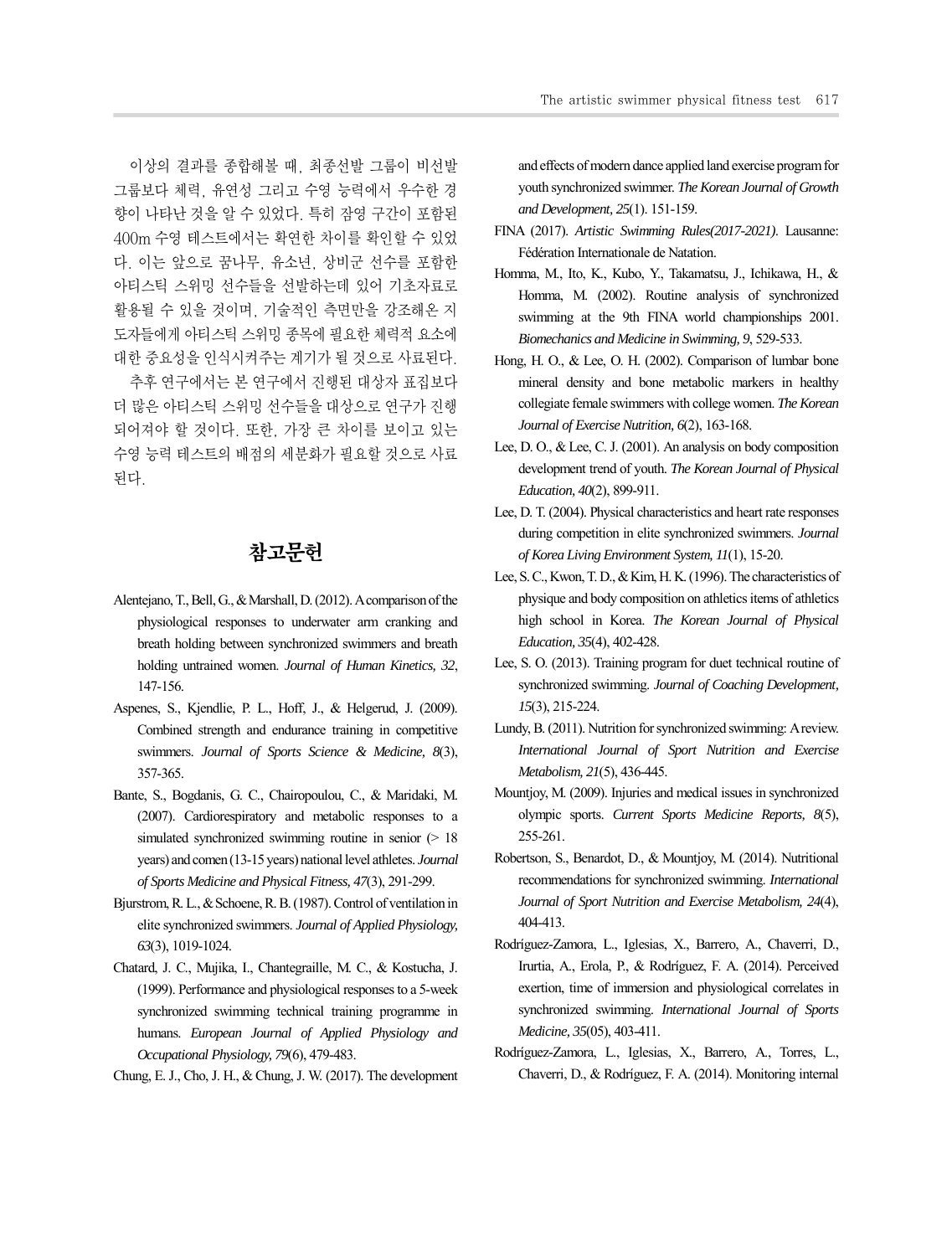이상의 결과를 종합해볼 때, 최종선발 그룹이 비선발 그룹보다 체력, 유연성 그리고 수영 능력에서 우수한 경향이 나타난 것을 알 수 있었다. 특히 잠영 구간이 포함된 400m 수영 테스트에서는 확연한 차이를 확인할 수 있었다. 이는 앞으로 꿈나무, 유소년, 상비군 선수를 포함한 아티스틱 스위밍 선수들을 선발하는데 있어 기초자료로 활용될 수 있을 것이며, 기술적인 측면만을 강조해온 지도자들에게 아티스틱 스위밍 종목에 필요한 체력적 요소에 대한 중요성을 인식시켜주는 계기가 될 것으로 사료된다.

추후 연구에서는 본 연구에서 진행된 대상자 표집보다 더 많은 아티스틱 스위밍 선수들을 대상으로 연구가 진행되어져야 할 것이다. 또한, 가장 큰 차이를 보이고 있는 수영 능력 테스트의 배점의 세분화가 필요할 것으로 사료된다.

## 참고문헌

Alentejano, T., Bell, G., & Marshall, D. (2012). A comparison of the physiological responses to underwater arm cranking and breath holding between synchronized swimmers and breath holding untrained women. *Journal of Human Kinetics, 32*, 147-156.

Aspenes, S., Kjendlie, P. L., Hoff, J., & Helgerud, J. (2009). Combined strength and endurance training in competitive swimmers. *Journal of Sports Science & Medicine, 8*(3), 357-365.

Bante, S., Bogdanis, G. C., Chairopoulou, C., & Maridaki, M. (2007). Cardiorespiratory and metabolic responses to a simulated synchronized swimming routine in senior (> 18 years) and comen (13-15 years) national level athletes. *Journal of Sports Medicine and Physical Fitness, 47*(3), 291-299.

Bjurstrom, R. L., & Schoene, R. B. (1987). Control of ventilation in elite synchronized swimmers. *Journal of Applied Physiology, 63*(3), 1019-1024.

Chatard, J. C., Mujika, I., Chantegraille, M. C., & Kostucha, J. (1999). Performance and physiological responses to a 5-week synchronized swimming technical training programme in humans. *European Journal of Applied Physiology and Occupational Physiology, 79*(6), 479-483.

Chung, E. J., Cho, J. H., & Chung, J. W. (2017). The development and effects of modern dance applied land exercise program for youth synchronized swimmer. *The Korean Journal of Growth and Development, 25*(1). 151-159.

FINA (2017). *Artistic Swimming Rules(2017-2021)*. Lausanne: Fédération Internationale de Natation.

Homma, M., Ito, K., Kubo, Y., Takamatsu, J., Ichikawa, H., & Homma, M. (2002). Routine analysis of synchronized swimming at the 9th FINA world championships 2001. *Biomechanics and Medicine in Swimming, 9*, 529-533.

Hong, H. O., & Lee, O. H. (2002). Comparison of lumbar bone mineral density and bone metabolic markers in healthy collegiate female swimmers with college women. *The Korean Journal of Exercise Nutrition, 6*(2), 163-168.

Lee, D. O., & Lee, C. J. (2001). An analysis on body composition development trend of youth. *The Korean Journal of Physical Education, 40*(2), 899-911.

Lee, D. T. (2004). Physical characteristics and heart rate responses during competition in elite synchronized swimmers. *Journal of Korea Living Environment System, 11*(1), 15-20.

Lee, S. C., Kwon, T. D., & Kim, H. K. (1996). The characteristics of physique and body composition on athletics items of athletics high school in Korea. *The Korean Journal of Physical Education, 35*(4), 402-428.

Lee, S. O. (2013). Training program for duet technical routine of synchronized swimming. *Journal of Coaching Development, 15*(3), 215-224.

Lundy, B. (2011). Nutrition for synchronized swimming: A review. *International Journal of Sport Nutrition and Exercise Metabolism, 21*(5), 436-445.

Mountjoy, M. (2009). Injuries and medical issues in synchronized olympic sports. *Current Sports Medicine Reports, 8*(5), 255-261.

Robertson, S., Benardot, D., & Mountjoy, M. (2014). Nutritional recommendations for synchronized swimming. *International Journal of Sport Nutrition and Exercise Metabolism, 24*(4), 404-413.

Rodríguez-Zamora, L., Iglesias, X., Barrero, A., Chaverri, D., Irurtia, A., Erola, P., & Rodríguez, F. A. (2014). Perceived exertion, time of immersion and physiological correlates in synchronized swimming. *International Journal of Sports Medicine, 35*(05), 403-411.

Rodríguez-Zamora, L., Iglesias, X., Barrero, A., Torres, L., Chaverri, D., & Rodríguez, F. A. (2014). Monitoring internal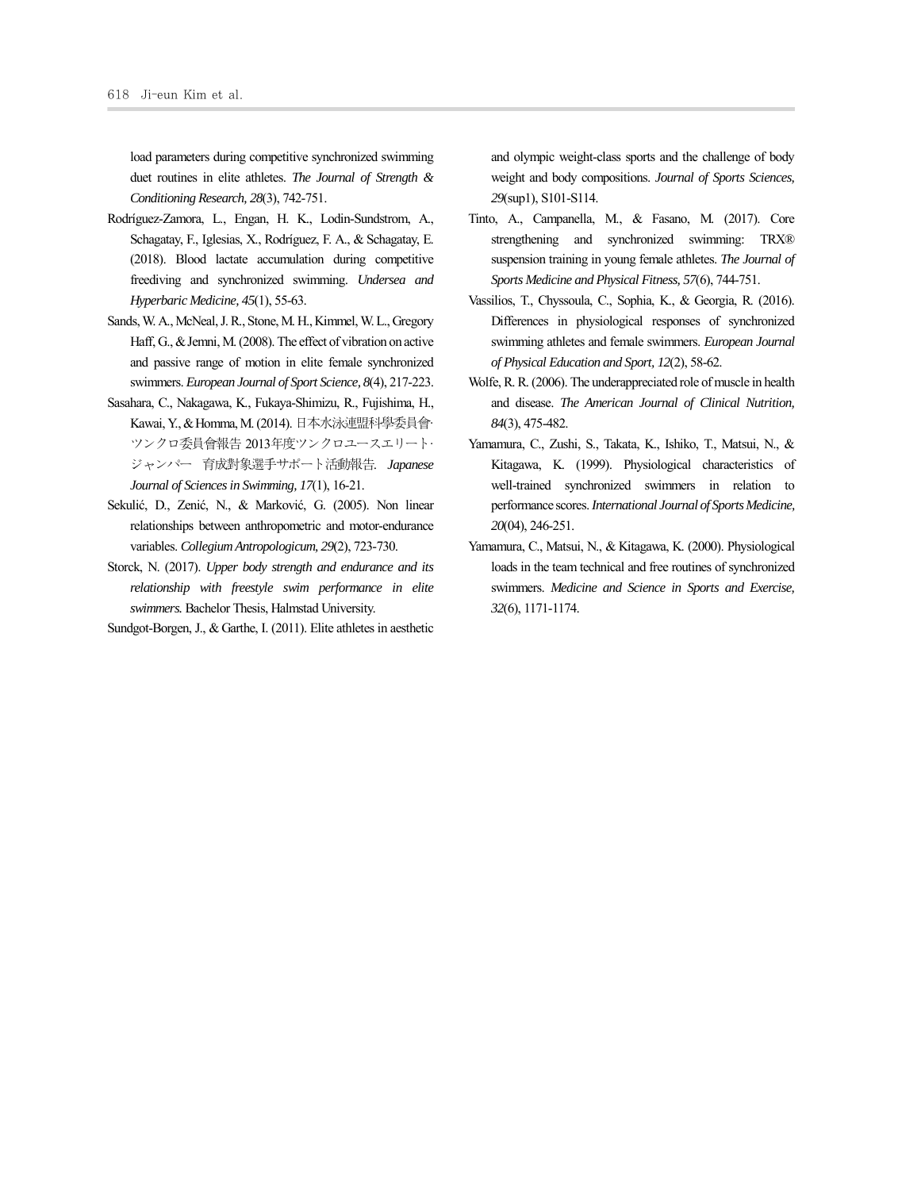load parameters during competitive synchronized swimming duet routines in elite athletes. *The Journal of Strength & Conditioning Research, 28*(3), 742-751.

Rodríguez-Zamora, L., Engan, H. K., Lodin-Sundstrom, A., Schagatay, F., Iglesias, X., Rodríguez, F. A., & Schagatay, E. (2018). Blood lactate accumulation during competitive freediving and synchronized swimming. *Undersea and Hyperbaric Medicine, 45*(1), 55-63.

Sands, W. A., McNeal, J. R., Stone, M. H., Kimmel, W. L., Gregory Haff, G., & Jemni, M. (2008). The effect of vibration on active and passive range of motion in elite female synchronized swimmers. *European Journal of Sport Science, 8*(4), 217-223.

Sasahara, C., Nakagawa, K., Fukaya-Shimizu, R., Fujishima, H., Kawai, Y., & Homma, M. (2014). 日本水泳連盟科學委員會·ツンクロ委員會報告 2013年度ツンクロユースエリート·ジャンバー 育成對象選手サポート活動報告. *Japanese Journal of Sciences in Swimming, 17*(1), 16-21.

Sekulić, D., Zenić, N., & Marković, G. (2005). Non linear relationships between anthropometric and motor-endurance variables. *Collegium Antropologicum, 29*(2), 723-730.

Storck, N. (2017). *Upper body strength and endurance and its relationship with freestyle swim performance in elite swimmers.* Bachelor Thesis, Halmstad University.

Sundgot-Borgen, J., & Garthe, I. (2011). Elite athletes in aesthetic and olympic weight-class sports and the challenge of body weight and body compositions. *Journal of Sports Sciences, 29*(sup1), S101-S114.

Tinto, A., Campanella, M., & Fasano, M. (2017). Core strengthening and synchronized swimming: TRX® suspension training in young female athletes. *The Journal of Sports Medicine and Physical Fitness, 57*(6), 744-751.

Vassilios, T., Chyssoula, C., Sophia, K., & Georgia, R. (2016). Differences in physiological responses of synchronized swimming athletes and female swimmers. *European Journal of Physical Education and Sport, 12*(2), 58-62.

Wolfe, R. R. (2006). The underappreciated role of muscle in health and disease. *The American Journal of Clinical Nutrition, 84*(3), 475-482.

Yamamura, C., Zushi, S., Takata, K., Ishiko, T., Matsui, N., & Kitagawa, K. (1999). Physiological characteristics of well-trained synchronized swimmers in relation to performance scores. *International Journal of Sports Medicine, 20*(04), 246-251.

Yamamura, C., Matsui, N., & Kitagawa, K. (2000). Physiological loads in the team technical and free routines of synchronized swimmers. *Medicine and Science in Sports and Exercise, 32*(6), 1171-1174.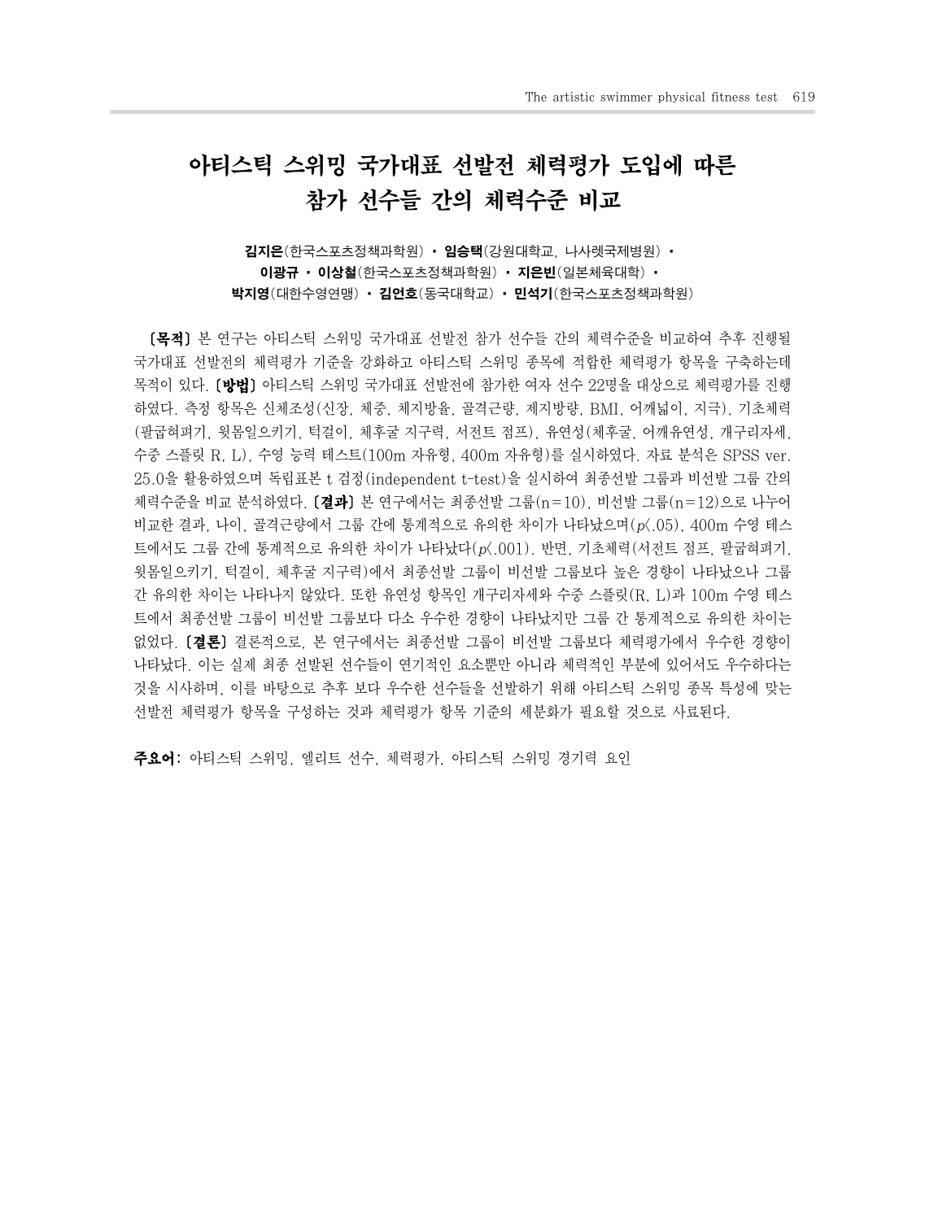# 아티스틱 스위밍 국가대표 선발전 체력평가 도입에 따른 참가 선수들 간의 체력수준 비교

**김지은**(한국스포츠정책과학원) · **임승택**(강원대학교, 나사렛국제병원) · **이광규** · **이상철**(한국스포츠정책과학원) · **지은빈**(일본체육대학) · **박지영**(대한수영연맹) · **김언호**(동국대학교) · **민석기**(한국스포츠정책과학원)

**[목적]** 본 연구는 아티스틱 스위밍 국가대표 선발전 참가 선수들 간의 체력수준을 비교하여 추후 진행될 국가대표 선발전의 체력평가 기준을 강화하고 아티스틱 스위밍 종목에 적합한 체력평가 항목을 구축하는데 목적이 있다. **[방법]** 아티스틱 스위밍 국가대표 선발전에 참가한 여자 선수 22명을 대상으로 체력평가를 진행하였다. 측정 항목은 신체조성(신장, 체중, 체지방율, 골격근량, 제지방량, BMI, 어깨넓이, 지극), 기초체력(팔굽혀펴기, 윗몸일으키기, 턱걸이, 체후굴 지구력, 서전트 점프), 유연성(체후굴, 어깨유연성, 개구리자세, 수중 스플릿 R, L), 수영 능력 테스트(100m 자유형, 400m 자유형)를 실시하였다. 자료 분석은 SPSS ver. 25.0을 활용하였으며 독립표본 t 검정(independent t-test)을 실시하여 최종선발 그룹과 비선발 그룹 간의 체력수준을 비교 분석하였다. **[결과]** 본 연구에서는 최종선발 그룹(n=10), 비선발 그룹(n=12)으로 나누어 비교한 결과, 나이, 골격근량에서 그룹 간에 통계적으로 유의한 차이가 나타났으며($p<.05$), 400m 수영 테스트에서도 그룹 간에 통계적으로 유의한 차이가 나타났다($p<.001$). 반면, 기초체력(서전트 점프, 팔굽혀펴기, 윗몸일으키기, 턱걸이, 체후굴 지구력)에서 최종선발 그룹이 비선발 그룹보다 높은 경향이 나타났으나 그룹 간 유의한 차이는 나타나지 않았다. 또한 유연성 항목인 개구리자세와 수중 스플릿(R, L)과 100m 수영 테스트에서 최종선발 그룹이 비선발 그룹보다 다소 우수한 경향이 나타났지만 그룹 간 통계적으로 유의한 차이는 없었다. **[결론]** 결론적으로, 본 연구에서는 최종선발 그룹이 비선발 그룹보다 체력평가에서 우수한 경향이 나타났다. 이는 실제 최종 선발된 선수들이 연기적인 요소뿐만 아니라 체력적인 부분에 있어서도 우수하다는 것을 시사하며, 이를 바탕으로 추후 보다 우수한 선수들을 선발하기 위해 아티스틱 스위밍 종목 특성에 맞는 선발전 체력평가 항목을 구성하는 것과 체력평가 항목 기준의 세분화가 필요할 것으로 사료된다.

**주요어:** 아티스틱 스위밍, 엘리트 선수, 체력평가, 아티스틱 스위밍 경기력 요인